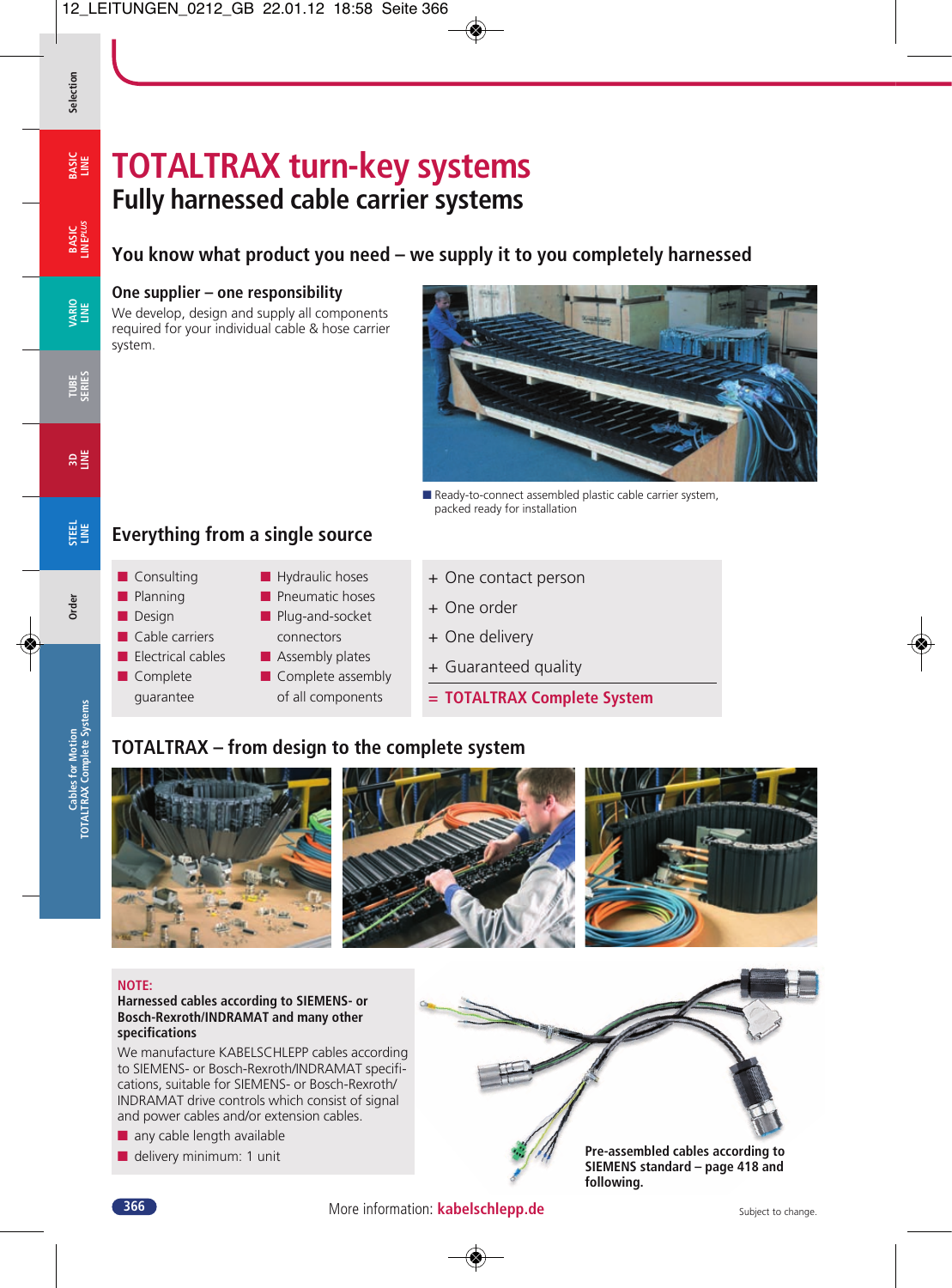# TOTALTRAX turn-key systems

## Fully harnessed cable carrier systems

### You know what product you need – we supply it to you completely harnessed

**One supplier – one responsibility**

We develop, design and supply all components required for your individual cable & hose carrier system.

Ready-to-connect assembled plastic cable carrier system, packed ready for installation

### Everything from a single source

- Consulting
- Planning
- Design
- Cable carriers
- Electrical cables
- Complete guarantee
- Hydraulic hoses
- Pneumatic hoses
- Plug-and-socket connectors
- Assembly plates
- Complete assembly of all components

\+ One contact person
\+ One order
\+ One delivery
\+ Guaranteed quality
**= TOTALTRAX Complete System**

### TOTALTRAX – from design to the complete system

**NOTE:**
**Harnessed cables according to SIEMENS- or Bosch-Rexroth/INDRAMAT and many other specifications**

We manufacture KABELSCHLEPP cables according to SIEMENS- or Bosch-Rexroth/INDRAMAT specifications, suitable for SIEMENS- or Bosch-Rexroth/INDRAMAT drive controls which consist of signal and power cables and/or extension cables.

- any cable length available
- delivery minimum: 1 unit

**Pre-assembled cables according to SIEMENS standard – page 418 and following.**

More information: **kabelschlepp.de**

Subject to change.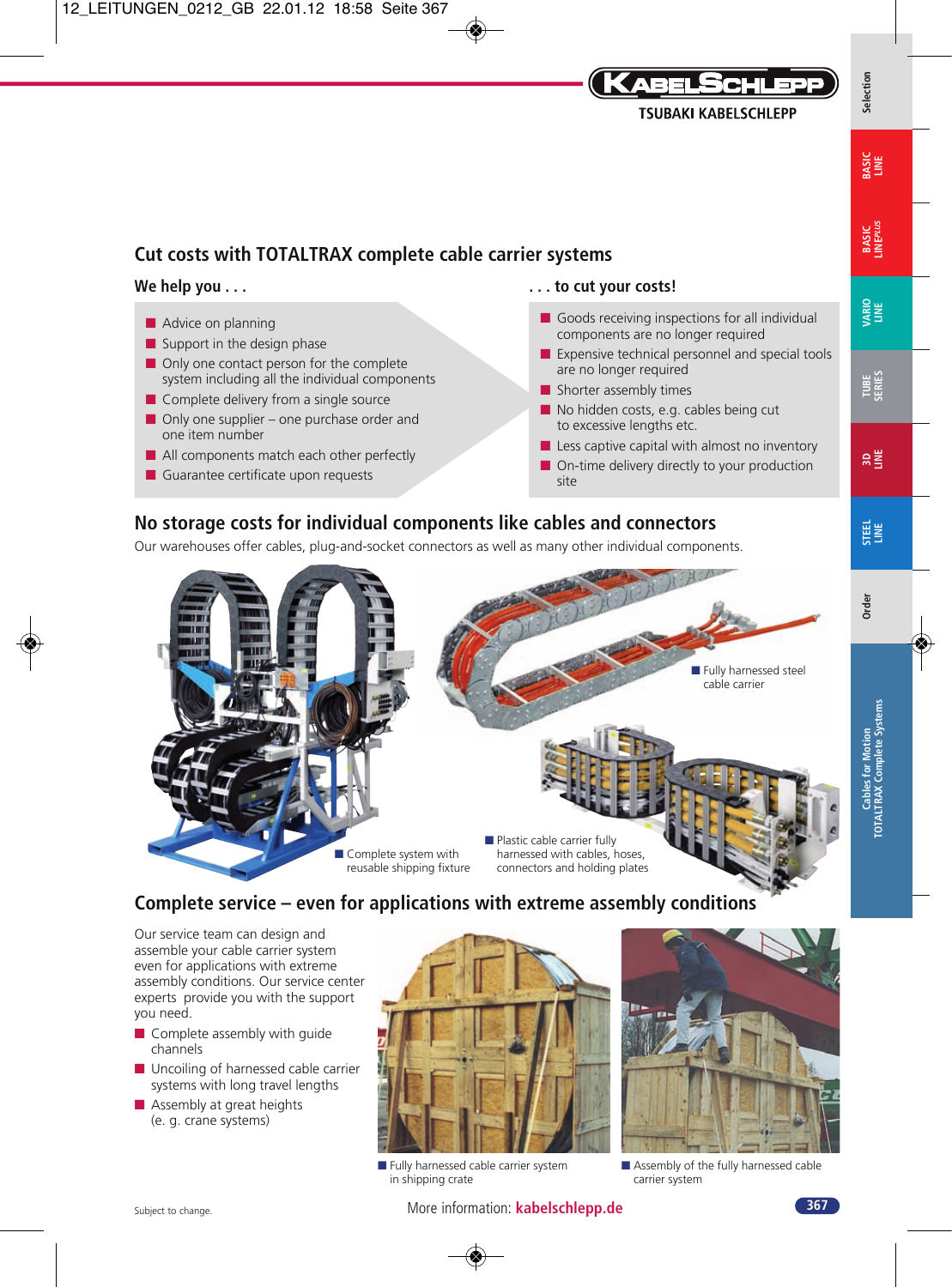## Cut costs with TOTALTRAX complete cable carrier systems

### We help you . . .

- Advice on planning
- Support in the design phase
- Only one contact person for the complete system including all the individual components
- Complete delivery from a single source
- Only one supplier – one purchase order and one item number
- All components match each other perfectly
- Guarantee certificate upon requests

### . . . to cut your costs!

- Goods receiving inspections for all individual components are no longer required
- Expensive technical personnel and special tools are no longer required
- Shorter assembly times
- No hidden costs, e.g. cables being cut to excessive lengths etc.
- Less captive capital with almost no inventory
- On-time delivery directly to your production site

## No storage costs for individual components like cables and connectors

Our warehouses offer cables, plug-and-socket connectors as well as many other individual components.

Fully harnessed steel cable carrier

Complete system with reusable shipping fixture

Plastic cable carrier fully harnessed with cables, hoses, connectors and holding plates

## Complete service – even for applications with extreme assembly conditions

Our service team can design and assemble your cable carrier system even for applications with extreme assembly conditions. Our service center experts provide you with the support you need.

- Complete assembly with guide channels
- Uncoiling of harnessed cable carrier systems with long travel lengths
- Assembly at great heights (e. g. crane systems)

Fully harnessed cable carrier system in shipping crate

Assembly of the fully harnessed cable carrier system

Subject to change.

More information: **kabelschlepp.de**